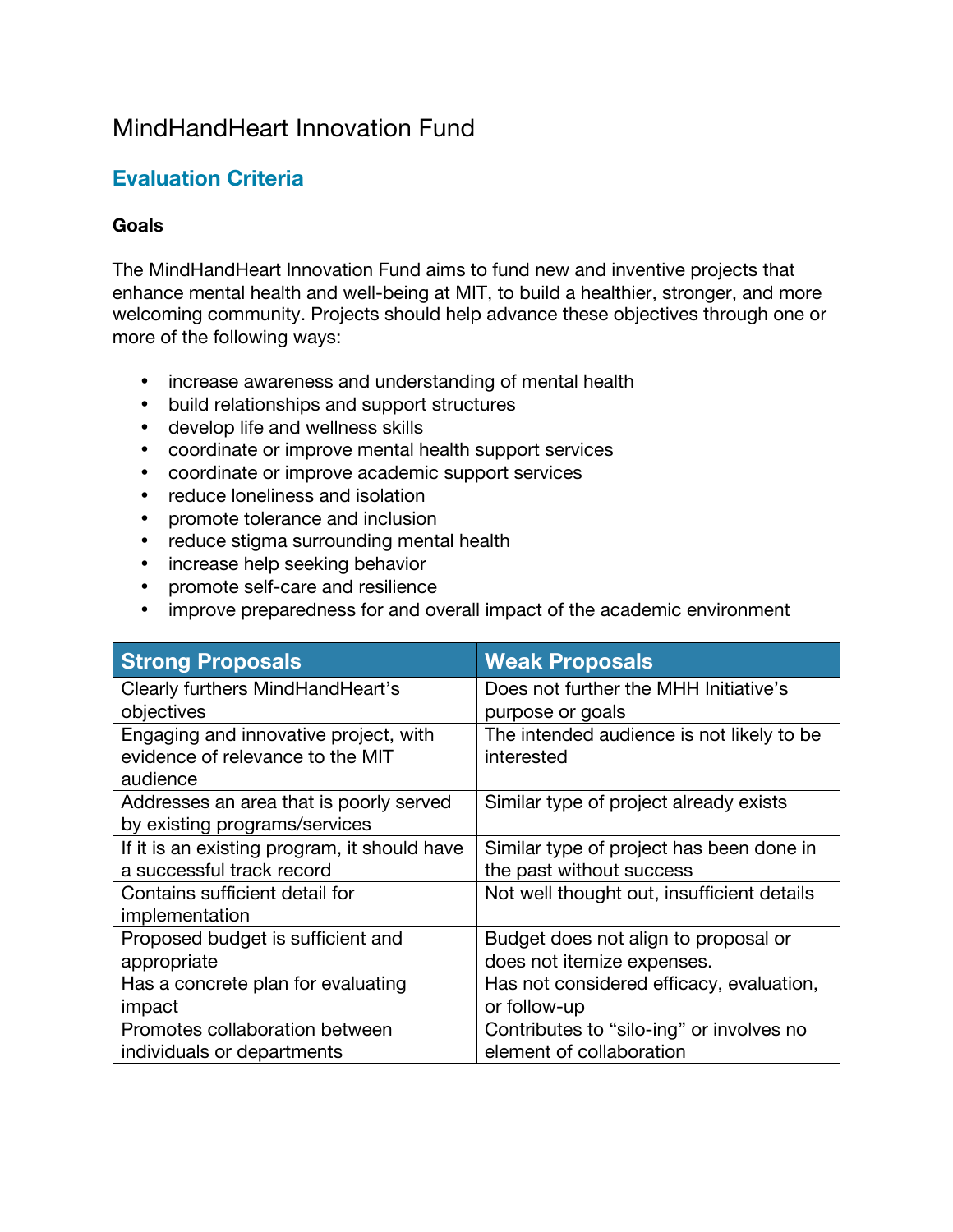# MindHandHeart Innovation Fund

## Evaluation Criteria

### Goals

The MindHandHeart Innovation Fund aims to fund new and inventive projects that enhance mental health and well-being at MIT, to build a healthier, stronger, and more welcoming community. Projects should help advance these objectives through one or more of the following ways:

- increase awareness and understanding of mental health
- build relationships and support structures
- develop life and wellness skills
- coordinate or improve mental health support services
- coordinate or improve academic support services
- reduce loneliness and isolation
- promote tolerance and inclusion
- reduce stigma surrounding mental health
- increase help seeking behavior
- promote self-care and resilience
- improve preparedness for and overall impact of the academic environment

| Strong Proposals | Weak Proposals |
| --- | --- |
| Clearly furthers MindHandHeart's objectives | Does not further the MHH Initiative's purpose or goals |
| Engaging and innovative project, with evidence of relevance to the MIT audience | The intended audience is not likely to be interested |
| Addresses an area that is poorly served by existing programs/services | Similar type of project already exists |
| If it is an existing program, it should have a successful track record | Similar type of project has been done in the past without success |
| Contains sufficient detail for implementation | Not well thought out, insufficient details |
| Proposed budget is sufficient and appropriate | Budget does not align to proposal or does not itemize expenses. |
| Has a concrete plan for evaluating impact | Has not considered efficacy, evaluation, or follow-up |
| Promotes collaboration between individuals or departments | Contributes to "silo-ing" or involves no element of collaboration |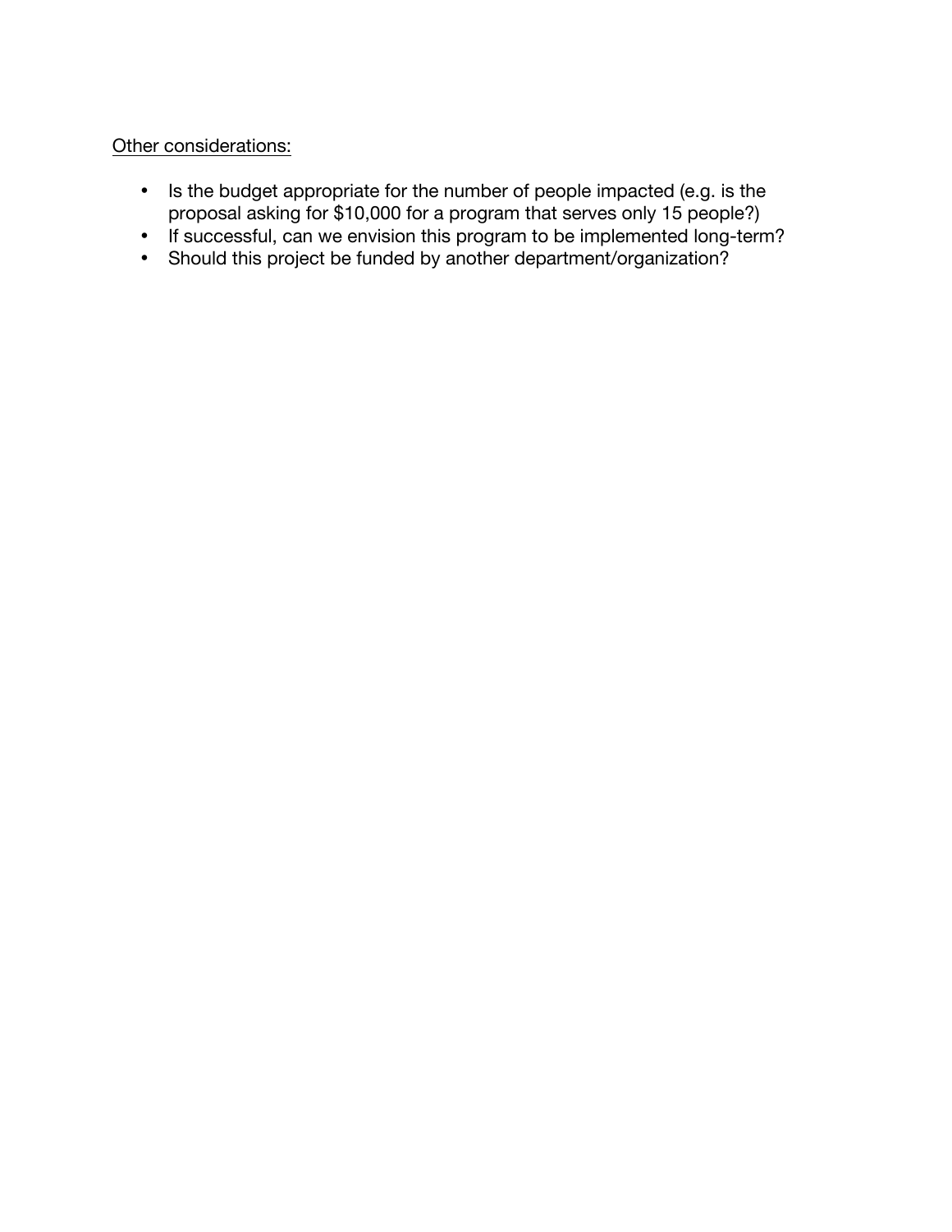Other considerations:

- Is the budget appropriate for the number of people impacted (e.g. is the proposal asking for $10,000 for a program that serves only 15 people?)
- If successful, can we envision this program to be implemented long-term?
- Should this project be funded by another department/organization?